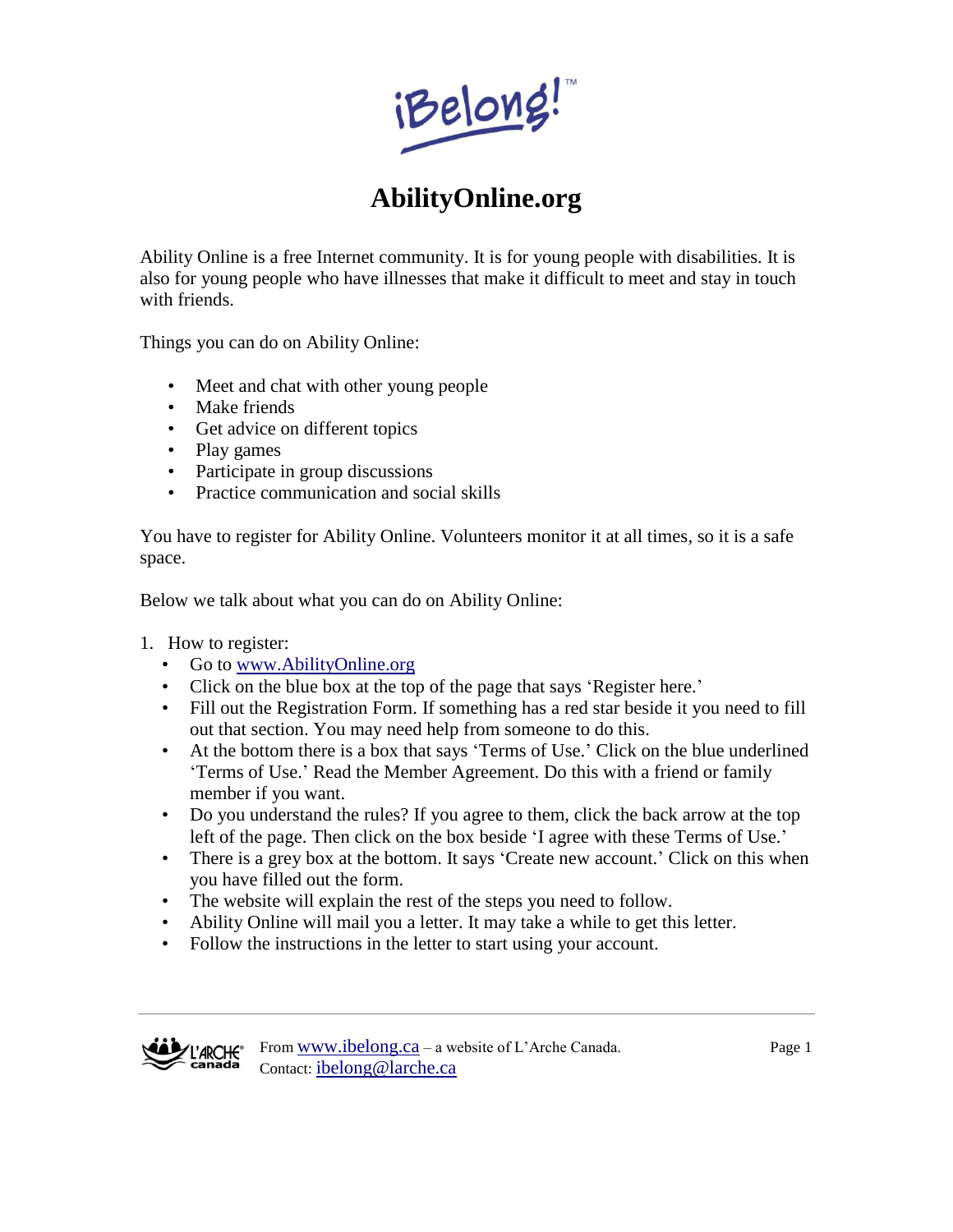iBelong!™

# AbilityOnline.org

Ability Online is a free Internet community. It is for young people with disabilities. It is also for young people who have illnesses that make it difficult to meet and stay in touch with friends.

Things you can do on Ability Online:

- Meet and chat with other young people
- Make friends
- Get advice on different topics
- Play games
- Participate in group discussions
- Practice communication and social skills

You have to register for Ability Online. Volunteers monitor it at all times, so it is a safe space.

Below we talk about what you can do on Ability Online:

1. How to register:
   - Go to www.AbilityOnline.org
   - Click on the blue box at the top of the page that says 'Register here.'
   - Fill out the Registration Form. If something has a red star beside it you need to fill out that section. You may need help from someone to do this.
   - At the bottom there is a box that says 'Terms of Use.' Click on the blue underlined 'Terms of Use.' Read the Member Agreement. Do this with a friend or family member if you want.
   - Do you understand the rules? If you agree to them, click the back arrow at the top left of the page. Then click on the box beside 'I agree with these Terms of Use.'
   - There is a grey box at the bottom. It says 'Create new account.' Click on this when you have filled out the form.
   - The website will explain the rest of the steps you need to follow.
   - Ability Online will mail you a letter. It may take a while to get this letter.
   - Follow the instructions in the letter to start using your account.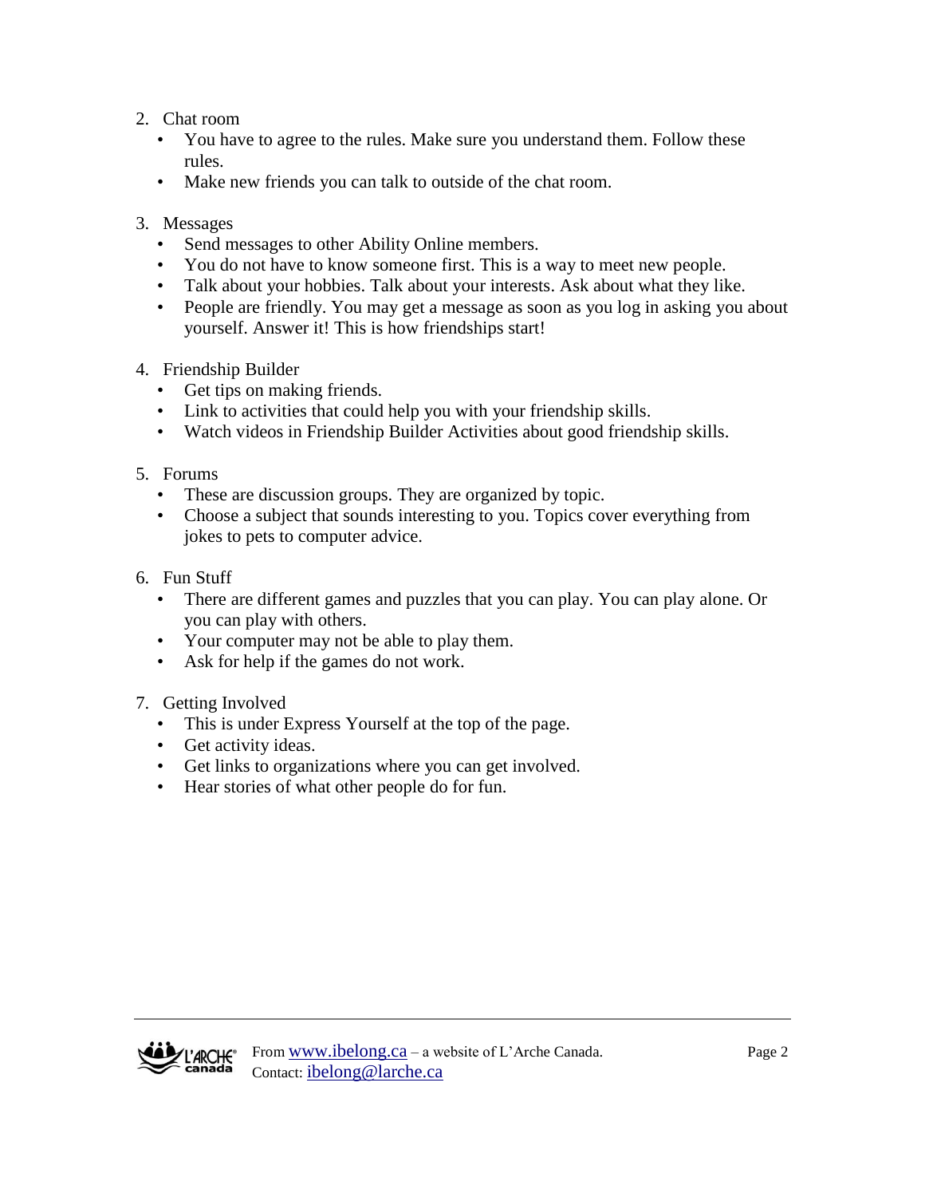2. Chat room
   - You have to agree to the rules. Make sure you understand them. Follow these rules.
   - Make new friends you can talk to outside of the chat room.

3. Messages
   - Send messages to other Ability Online members.
   - You do not have to know someone first. This is a way to meet new people.
   - Talk about your hobbies. Talk about your interests. Ask about what they like.
   - People are friendly. You may get a message as soon as you log in asking you about yourself. Answer it! This is how friendships start!

4. Friendship Builder
   - Get tips on making friends.
   - Link to activities that could help you with your friendship skills.
   - Watch videos in Friendship Builder Activities about good friendship skills.

5. Forums
   - These are discussion groups. They are organized by topic.
   - Choose a subject that sounds interesting to you. Topics cover everything from jokes to pets to computer advice.

6. Fun Stuff
   - There are different games and puzzles that you can play. You can play alone. Or you can play with others.
   - Your computer may not be able to play them.
   - Ask for help if the games do not work.

7. Getting Involved
   - This is under Express Yourself at the top of the page.
   - Get activity ideas.
   - Get links to organizations where you can get involved.
   - Hear stories of what other people do for fun.